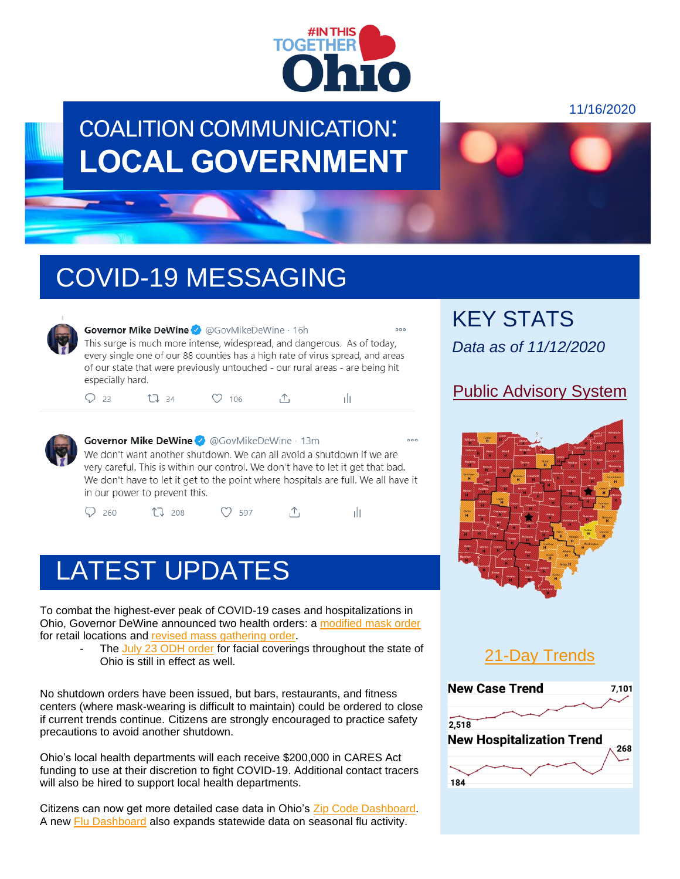#IN THIS TOGETHER Ohio

11/16/2020

# COALITION COMMUNICATION: LOCAL GOVERNMENT

## COVID-19 MESSAGING

**Governor Mike DeWine** @GovMikeDeWine · 16h

This surge is much more intense, widespread, and dangerous. As of today, every single one of our 88 counties has a high rate of virus spread, and areas of our state that were previously untouched - our rural areas - are being hit especially hard.

23 · 34 · 106

**Governor Mike DeWine** @GovMikeDeWine · 13m

We don't want another shutdown. We can all avoid a shutdown if we are very careful. This is within our control. We don't have to let it get that bad. We don't have to let it get to the point where hospitals are full. We all have it in our power to prevent this.

260 · 208 · 597

## LATEST UPDATES

To combat the highest-ever peak of COVID-19 cases and hospitalizations in Ohio, Governor DeWine announced two health orders: a modified mask order for retail locations and revised mass gathering order.

- The July 23 ODH order for facial coverings throughout the state of Ohio is still in effect as well.

No shutdown orders have been issued, but bars, restaurants, and fitness centers (where mask-wearing is difficult to maintain) could be ordered to close if current trends continue. Citizens are strongly encouraged to practice safety precautions to avoid another shutdown.

Ohio's local health departments will each receive $200,000 in CARES Act funding to use at their discretion to fight COVID-19. Additional contact tracers will also be hired to support local health departments.

Citizens can now get more detailed case data in Ohio's Zip Code Dashboard. A new Flu Dashboard also expands statewide data on seasonal flu activity.

## KEY STATS

*Data as of 11/12/2020*

### Public Advisory System

### 21-Day Trends

**New Case Trend** 2,518 – 7,101

**New Hospitalization Trend** 184 – 268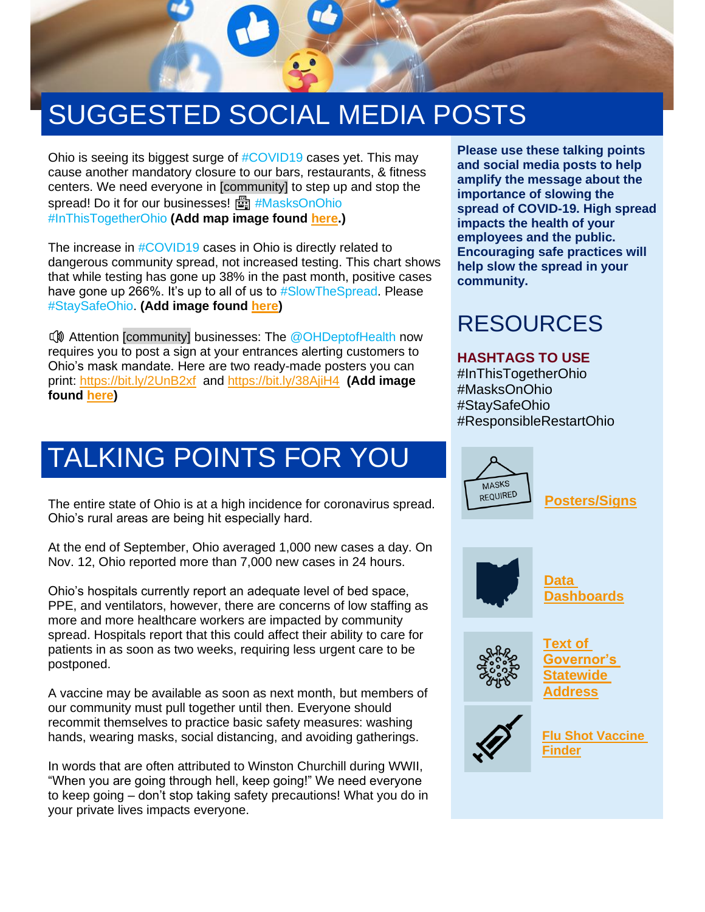# SUGGESTED SOCIAL MEDIA POSTS

Ohio is seeing its biggest surge of #COVID19 cases yet. This may cause another mandatory closure to our bars, restaurants, & fitness centers. We need everyone in [community] to step up and stop the spread! Do it for our businesses! 🏢 #MasksOnOhio #InThisTogetherOhio **(Add map image found here.)**

The increase in #COVID19 cases in Ohio is directly related to dangerous community spread, not increased testing. This chart shows that while testing has gone up 38% in the past month, positive cases have gone up 266%. It's up to all of us to #SlowTheSpread. Please #StaySafeOhio. **(Add image found here)**

🔊 Attention [community] businesses: The @OHDeptofHealth now requires you to post a sign at your entrances alerting customers to Ohio's mask mandate. Here are two ready-made posters you can print: https://bit.ly/2UnB2xf and https://bit.ly/38AjiH4 **(Add image found here)**

# TALKING POINTS FOR YOU

The entire state of Ohio is at a high incidence for coronavirus spread. Ohio's rural areas are being hit especially hard.

At the end of September, Ohio averaged 1,000 new cases a day. On Nov. 12, Ohio reported more than 7,000 new cases in 24 hours.

Ohio's hospitals currently report an adequate level of bed space, PPE, and ventilators, however, there are concerns of low staffing as more and more healthcare workers are impacted by community spread. Hospitals report that this could affect their ability to care for patients in as soon as two weeks, requiring less urgent care to be postponed.

A vaccine may be available as soon as next month, but members of our community must pull together until then. Everyone should recommit themselves to practice basic safety measures: washing hands, wearing masks, social distancing, and avoiding gatherings.

In words that are often attributed to Winston Churchill during WWII, "When you are going through hell, keep going!" We need everyone to keep going – don't stop taking safety precautions! What you do in your private lives impacts everyone.

**Please use these talking points and social media posts to help amplify the message about the importance of slowing the spread of COVID-19. High spread impacts the health of your employees and the public. Encouraging safe practices will help slow the spread in your community.**

# RESOURCES

### HASHTAGS TO USE

#InThisTogetherOhio
#MasksOnOhio
#StaySafeOhio
#ResponsibleRestartOhio

**Posters/Signs**

**Data Dashboards**

**Text of Governor's Statewide Address**

**Flu Shot Vaccine Finder**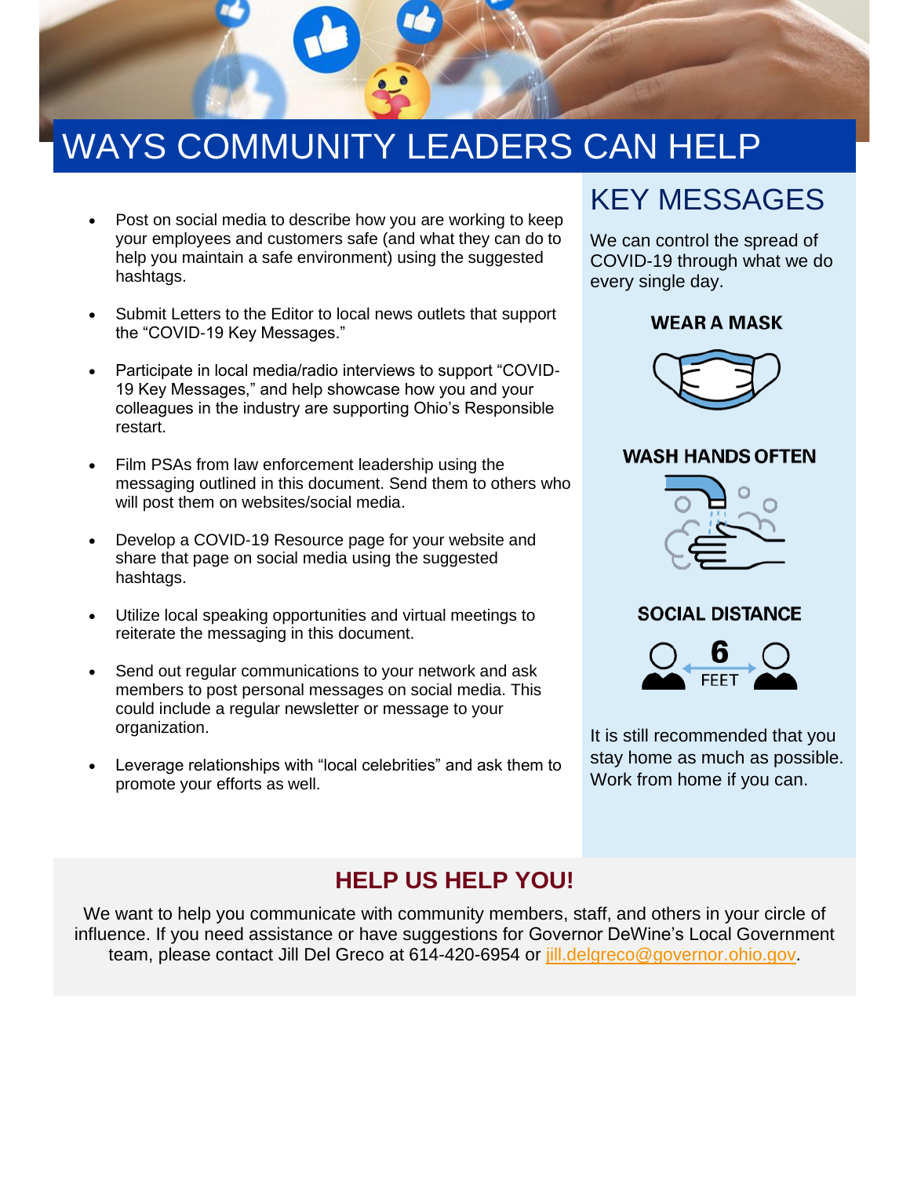# WAYS COMMUNITY LEADERS CAN HELP

- Post on social media to describe how you are working to keep your employees and customers safe (and what they can do to help you maintain a safe environment) using the suggested hashtags.
- Submit Letters to the Editor to local news outlets that support the "COVID-19 Key Messages."
- Participate in local media/radio interviews to support "COVID-19 Key Messages," and help showcase how you and your colleagues in the industry are supporting Ohio's Responsible restart.
- Film PSAs from law enforcement leadership using the messaging outlined in this document. Send them to others who will post them on websites/social media.
- Develop a COVID-19 Resource page for your website and share that page on social media using the suggested hashtags.
- Utilize local speaking opportunities and virtual meetings to reiterate the messaging in this document.
- Send out regular communications to your network and ask members to post personal messages on social media. This could include a regular newsletter or message to your organization.
- Leverage relationships with "local celebrities" and ask them to promote your efforts as well.

## KEY MESSAGES

We can control the spread of COVID-19 through what we do every single day.

**WEAR A MASK**

**WASH HANDS OFTEN**

**SOCIAL DISTANCE**

6 FEET

It is still recommended that you stay home as much as possible. Work from home if you can.

## HELP US HELP YOU!

We want to help you communicate with community members, staff, and others in your circle of influence. If you need assistance or have suggestions for Governor DeWine's Local Government team, please contact Jill Del Greco at 614-420-6954 or jill.delgreco@governor.ohio.gov.